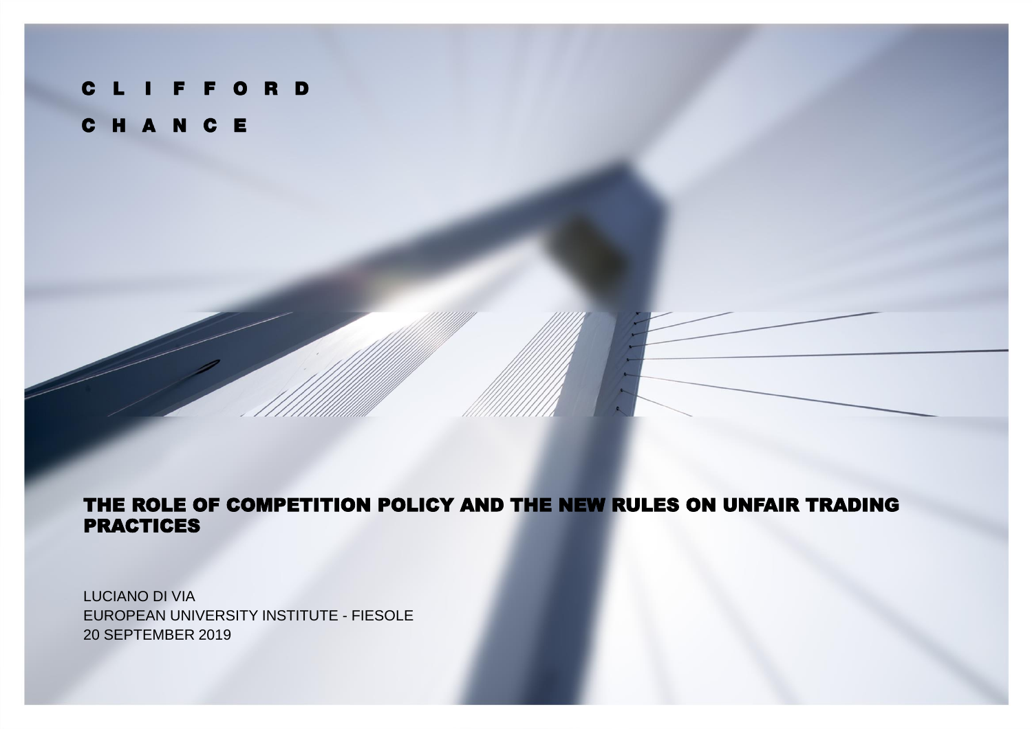CLIFFORD

CHANCE

# THE ROLE OF COMPETITION POLICY AND THE NEW RULES ON UNFAIR TRADING PRACTICES

LUCIANO DI VIA

EUROPEAN UNIVERSITY INSTITUTE - FIESOLE

20 SEPTEMBER 2019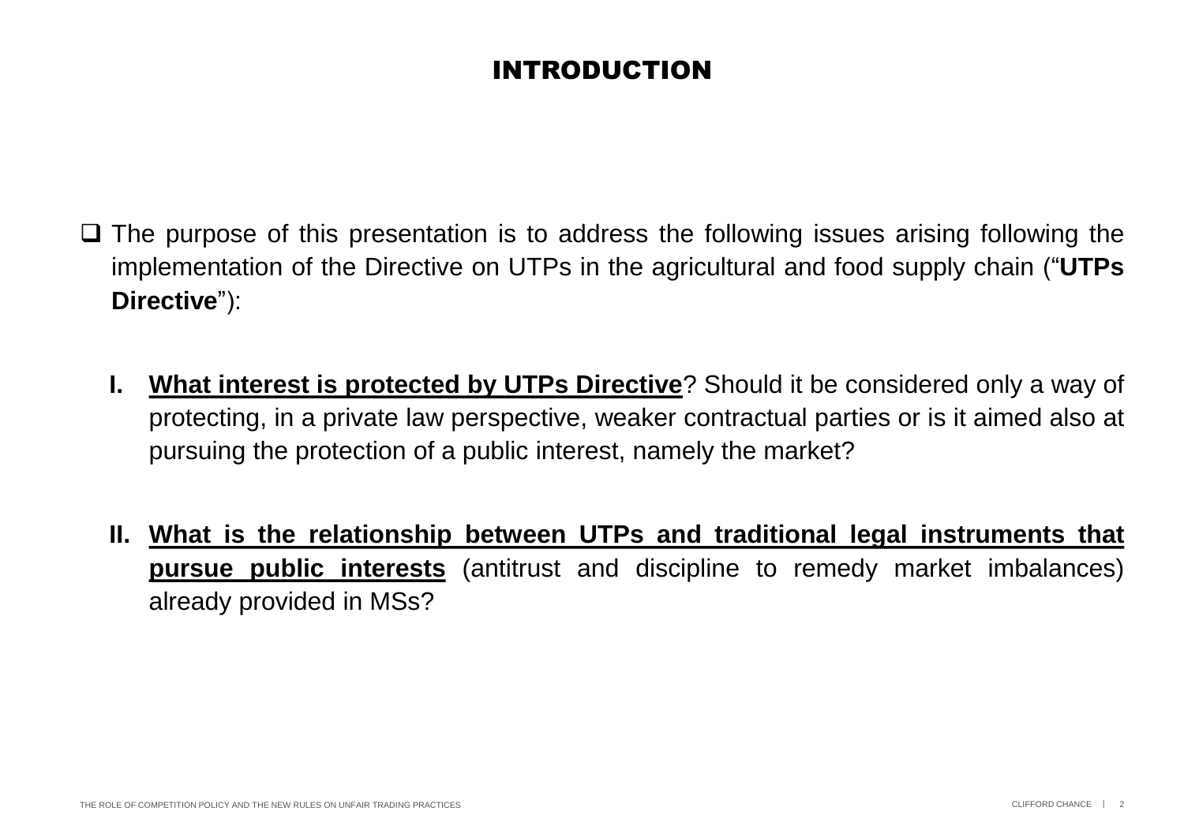# INTRODUCTION

- The purpose of this presentation is to address the following issues arising following the implementation of the Directive on UTPs in the agricultural and food supply chain ("**UTPs Directive**"):

  I. **<u>What interest is protected by UTPs Directive</u>**? Should it be considered only a way of protecting, in a private law perspective, weaker contractual parties or is it aimed also at pursuing the protection of a public interest, namely the market?

  II. **<u>What is the relationship between UTPs and traditional legal instruments that pursue public interests</u>** (antitrust and discipline to remedy market imbalances) already provided in MSs?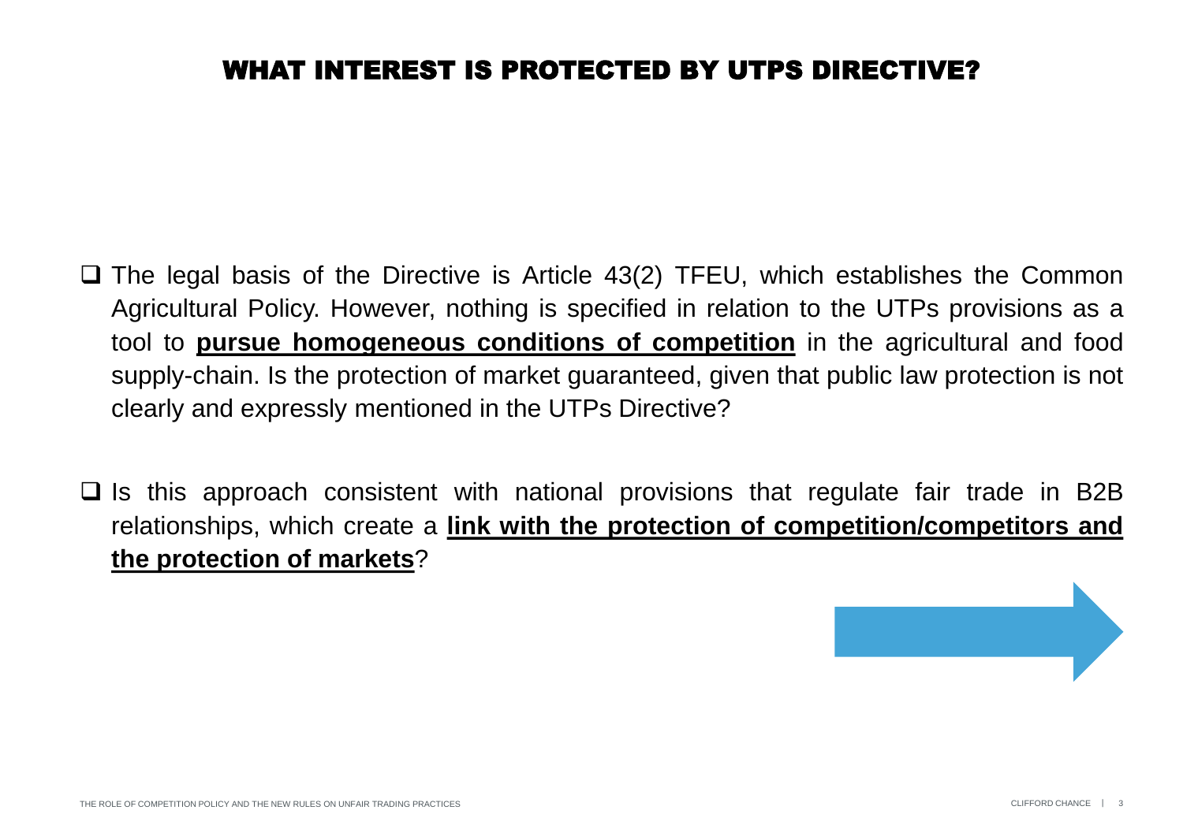# WHAT INTEREST IS PROTECTED BY UTPS DIRECTIVE?

- The legal basis of the Directive is Article 43(2) TFEU, which establishes the Common Agricultural Policy. However, nothing is specified in relation to the UTPs provisions as a tool to **pursue homogeneous conditions of competition** in the agricultural and food supply-chain. Is the protection of market guaranteed, given that public law protection is not clearly and expressly mentioned in the UTPs Directive?

- Is this approach consistent with national provisions that regulate fair trade in B2B relationships, which create a **link with the protection of competition/competitors and the protection of markets**?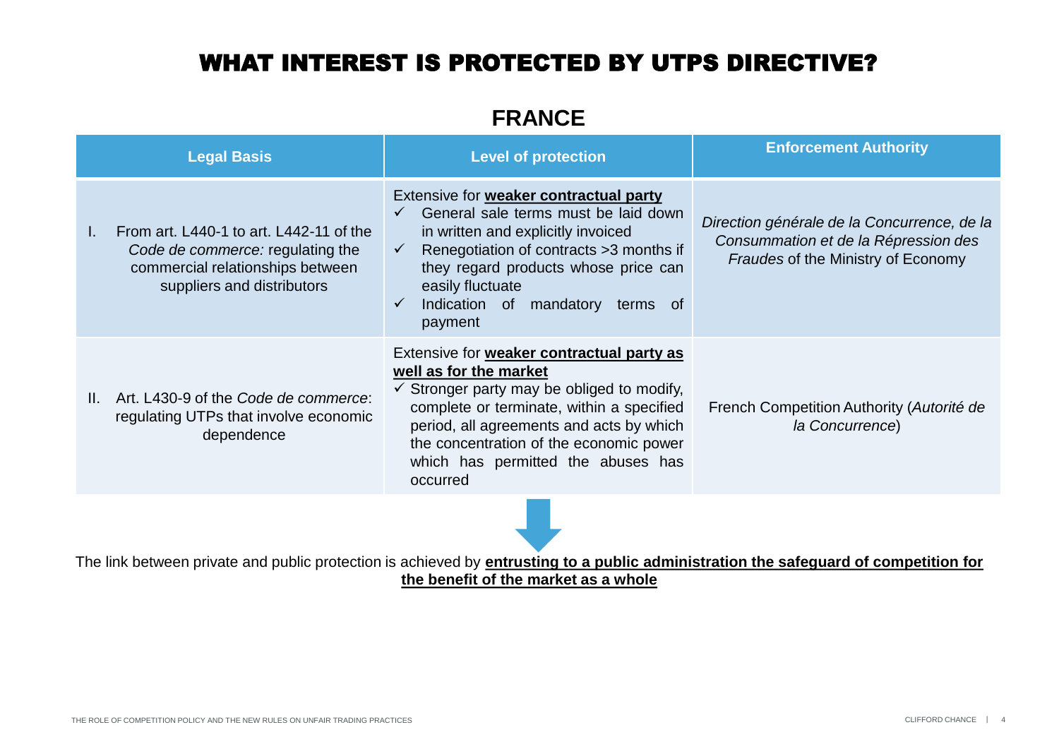# WHAT INTEREST IS PROTECTED BY UTPS DIRECTIVE?

## FRANCE

| Legal Basis | Level of protection | Enforcement Authority |
|---|---|---|
| I. From art. L440-1 to art. L442-11 of the *Code de commerce:* regulating the commercial relationships between suppliers and distributors | Extensive for **weaker contractual party**<br>✓ General sale terms must be laid down in written and explicitly invoiced<br>✓ Renegotiation of contracts >3 months if they regard products whose price can easily fluctuate<br>✓ Indication of mandatory terms of payment | *Direction générale de la Concurrence, de la Consummation et de la Répression des Fraudes* of the Ministry of Economy |
| II. Art. L430-9 of the *Code de commerce*: regulating UTPs that involve economic dependence | Extensive for **weaker contractual party as well as for the market**<br>✓ Stronger party may be obliged to modify, complete or terminate, within a specified period, all agreements and acts by which the concentration of the economic power which has permitted the abuses has occurred | French Competition Authority (*Autorité de la Concurrence*) |

The link between private and public protection is achieved by **entrusting to a public administration the safeguard of competition for the benefit of the market as a whole**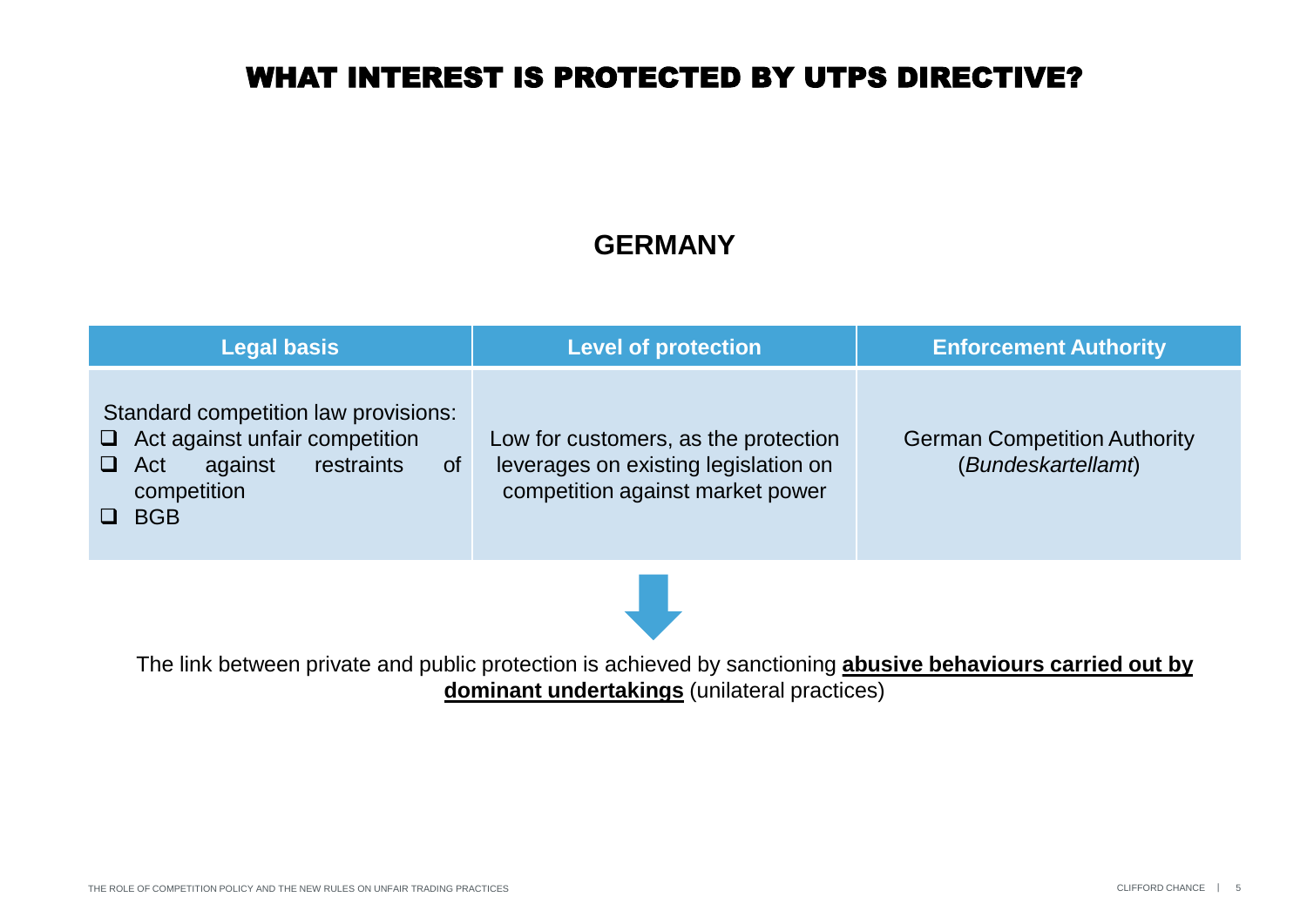# WHAT INTEREST IS PROTECTED BY UTPS DIRECTIVE?

## GERMANY

| Legal basis | Level of protection | Enforcement Authority |
| --- | --- | --- |
| Standard competition law provisions:<br>☐ Act against unfair competition<br>☐ Act against restraints of competition<br>☐ BGB | Low for customers, as the protection leverages on existing legislation on competition against market power | German Competition Authority (*Bundeskartellamt*) |

The link between private and public protection is achieved by sanctioning **abusive behaviours carried out by dominant undertakings** (unilateral practices)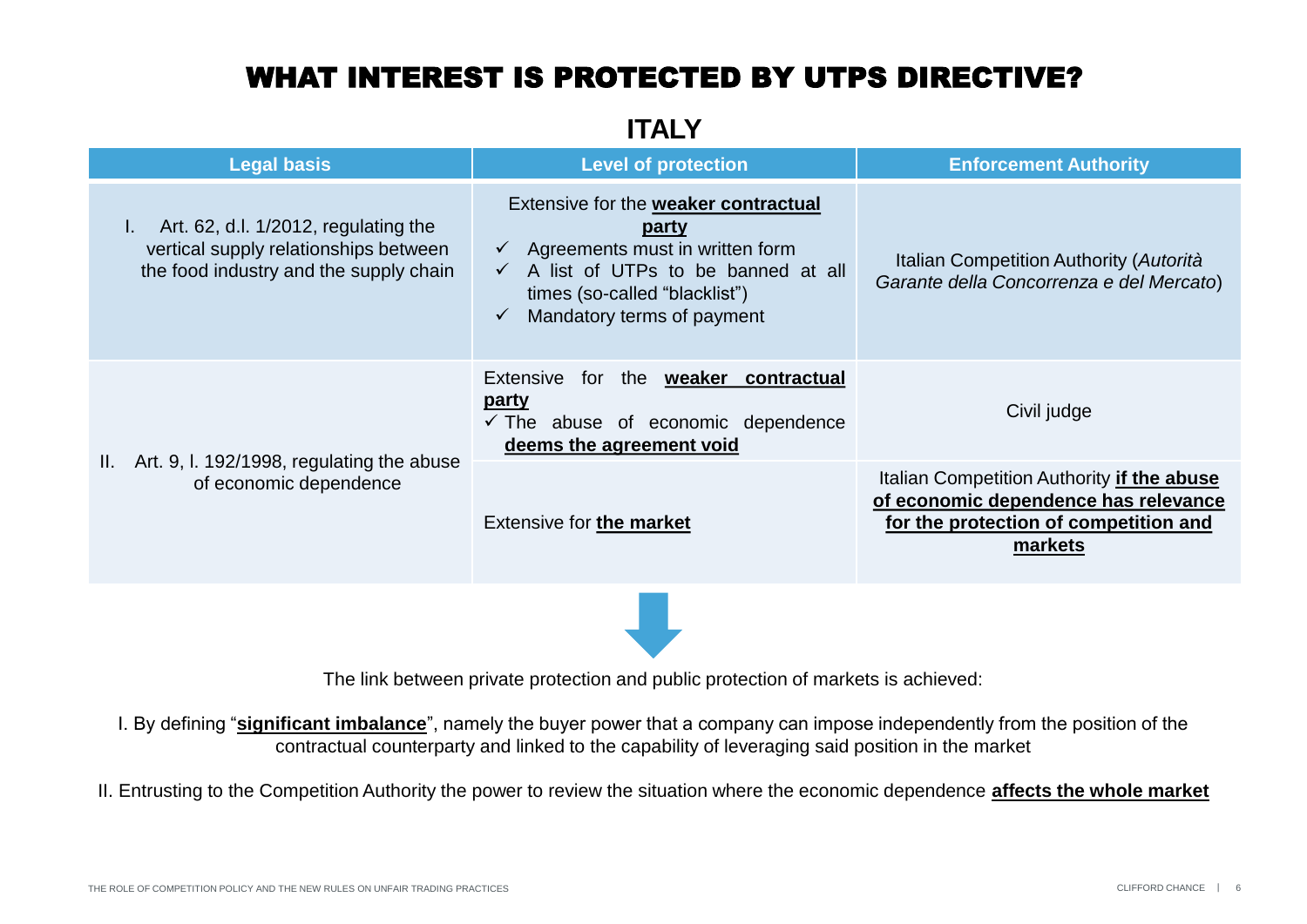# WHAT INTEREST IS PROTECTED BY UTPS DIRECTIVE?

## ITALY

| Legal basis | Level of protection | Enforcement Authority |
|---|---|---|
| I. Art. 62, d.l. 1/2012, regulating the vertical supply relationships between the food industry and the supply chain | Extensive for the **weaker contractual party**<br>✓ Agreements must in written form<br>✓ A list of UTPs to be banned at all times (so-called "blacklist")<br>✓ Mandatory terms of payment | Italian Competition Authority (*Autorità Garante della Concorrenza e del Mercato*) |
| II. Art. 9, l. 192/1998, regulating the abuse of economic dependence | Extensive for the **weaker contractual party**<br>✓ The abuse of economic dependence **deems the agreement void** | Civil judge |
| | Extensive for **the market** | Italian Competition Authority **if the abuse of economic dependence has relevance for the protection of competition and markets** |

The link between private protection and public protection of markets is achieved:

I. By defining "**significant imbalance**", namely the buyer power that a company can impose independently from the position of the contractual counterparty and linked to the capability of leveraging said position in the market

II. Entrusting to the Competition Authority the power to review the situation where the economic dependence **affects the whole market**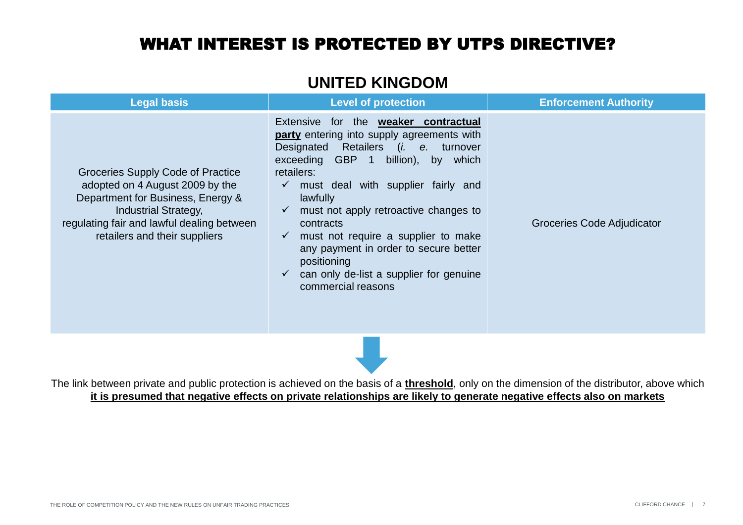# WHAT INTEREST IS PROTECTED BY UTPS DIRECTIVE?

## UNITED KINGDOM

| Legal basis | Level of protection | Enforcement Authority |
|---|---|---|
| Groceries Supply Code of Practice adopted on 4 August 2009 by the Department for Business, Energy & Industrial Strategy, regulating fair and lawful dealing between retailers and their suppliers | Extensive for the **weaker contractual party** entering into supply agreements with Designated Retailers (*i. e.* turnover exceeding GBP 1 billion), by which retailers:<br>✓ must deal with supplier fairly and lawfully<br>✓ must not apply retroactive changes to contracts<br>✓ must not require a supplier to make any payment in order to secure better positioning<br>✓ can only de-list a supplier for genuine commercial reasons | Groceries Code Adjudicator |

The link between private and public protection is achieved on the basis of a **threshold**, only on the dimension of the distributor, above which **it is presumed that negative effects on private relationships are likely to generate negative effects also on markets**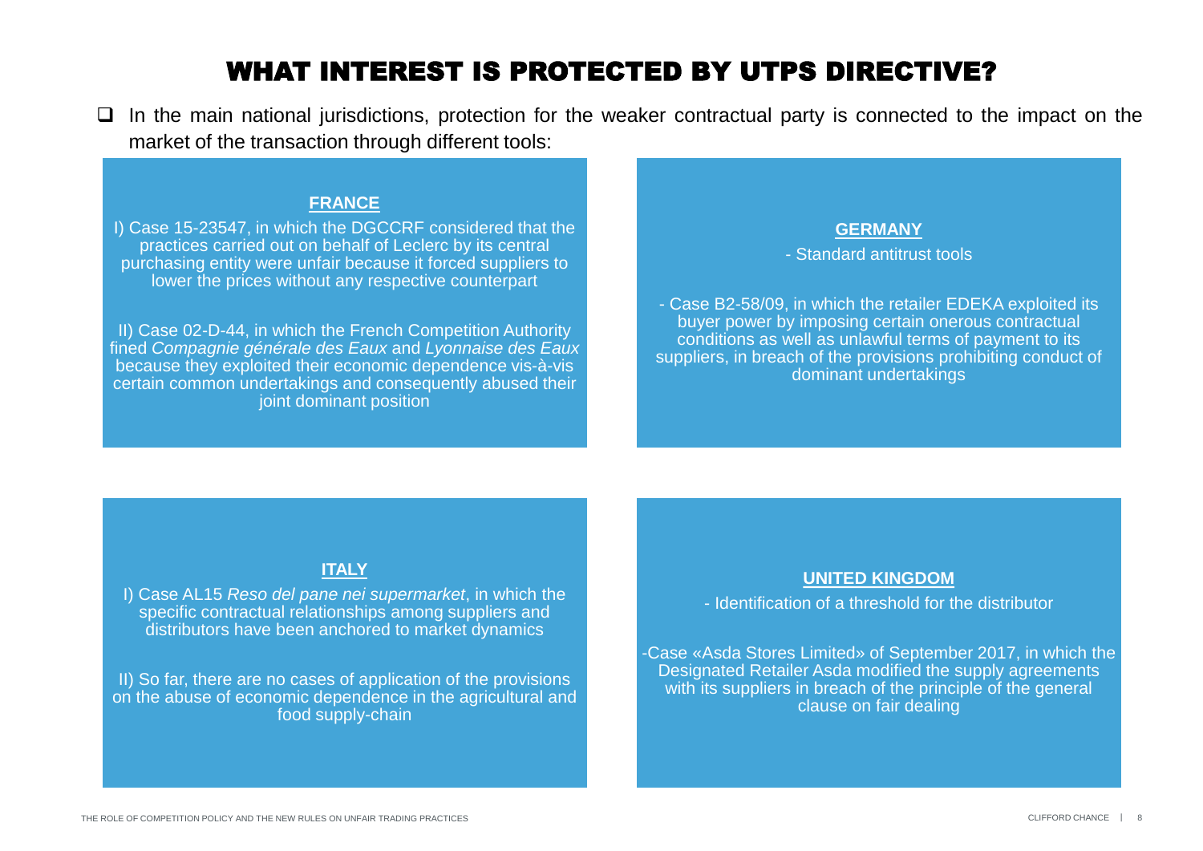# WHAT INTEREST IS PROTECTED BY UTPS DIRECTIVE?

- In the main national jurisdictions, protection for the weaker contractual party is connected to the impact on the market of the transaction through different tools:

**FRANCE**

I) Case 15-23547, in which the DGCCRF considered that the practices carried out on behalf of Leclerc by its central purchasing entity were unfair because it forced suppliers to lower the prices without any respective counterpart

II) Case 02-D-44, in which the French Competition Authority fined *Compagnie générale des Eaux* and *Lyonnaise des Eaux* because they exploited their economic dependence vis-à-vis certain common undertakings and consequently abused their joint dominant position

**GERMANY**

- Standard antitrust tools

- Case B2-58/09, in which the retailer EDEKA exploited its buyer power by imposing certain onerous contractual conditions as well as unlawful terms of payment to its suppliers, in breach of the provisions prohibiting conduct of dominant undertakings

**ITALY**

I) Case AL15 *Reso del pane nei supermarket*, in which the specific contractual relationships among suppliers and distributors have been anchored to market dynamics

II) So far, there are no cases of application of the provisions on the abuse of economic dependence in the agricultural and food supply-chain

**UNITED KINGDOM**

- Identification of a threshold for the distributor

-Case «Asda Stores Limited» of September 2017, in which the Designated Retailer Asda modified the supply agreements with its suppliers in breach of the principle of the general clause on fair dealing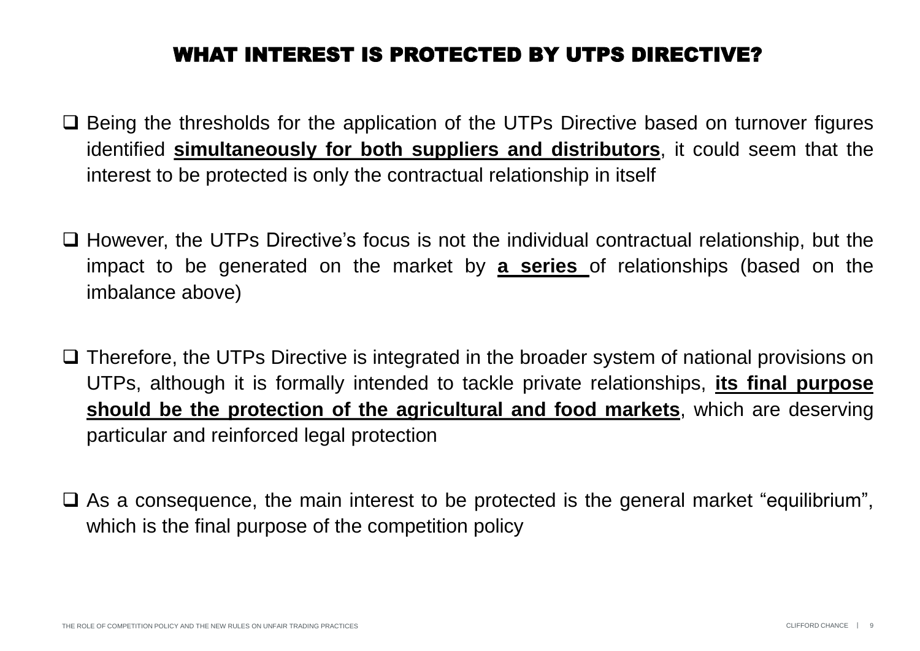# WHAT INTEREST IS PROTECTED BY UTPS DIRECTIVE?

- Being the thresholds for the application of the UTPs Directive based on turnover figures identified **simultaneously for both suppliers and distributors**, it could seem that the interest to be protected is only the contractual relationship in itself

- However, the UTPs Directive's focus is not the individual contractual relationship, but the impact to be generated on the market by **a series** of relationships (based on the imbalance above)

- Therefore, the UTPs Directive is integrated in the broader system of national provisions on UTPs, although it is formally intended to tackle private relationships, **its final purpose should be the protection of the agricultural and food markets**, which are deserving particular and reinforced legal protection

- As a consequence, the main interest to be protected is the general market "equilibrium", which is the final purpose of the competition policy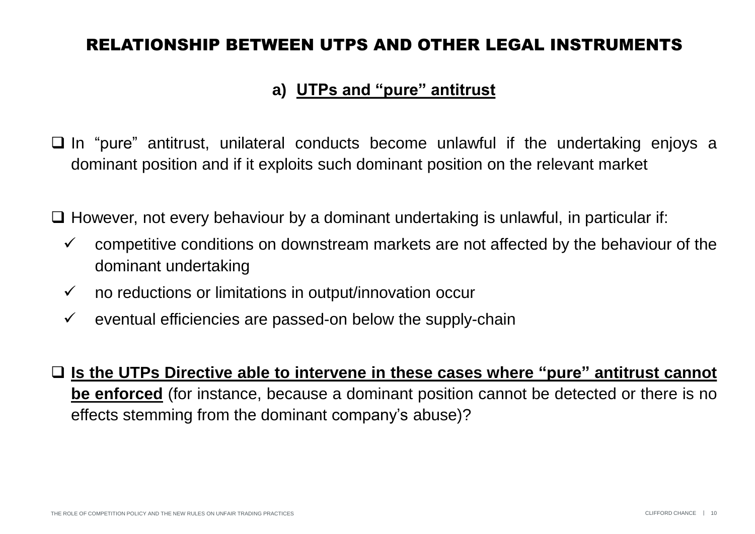# RELATIONSHIP BETWEEN UTPS AND OTHER LEGAL INSTRUMENTS

## a) UTPs and "pure" antitrust

- In "pure" antitrust, unilateral conducts become unlawful if the undertaking enjoys a dominant position and if it exploits such dominant position on the relevant market

- However, not every behaviour by a dominant undertaking is unlawful, in particular if:
  - ✓ competitive conditions on downstream markets are not affected by the behaviour of the dominant undertaking
  - ✓ no reductions or limitations in output/innovation occur
  - ✓ eventual efficiencies are passed-on below the supply-chain

- **Is the UTPs Directive able to intervene in these cases where "pure" antitrust cannot be enforced** (for instance, because a dominant position cannot be detected or there is no effects stemming from the dominant company's abuse)?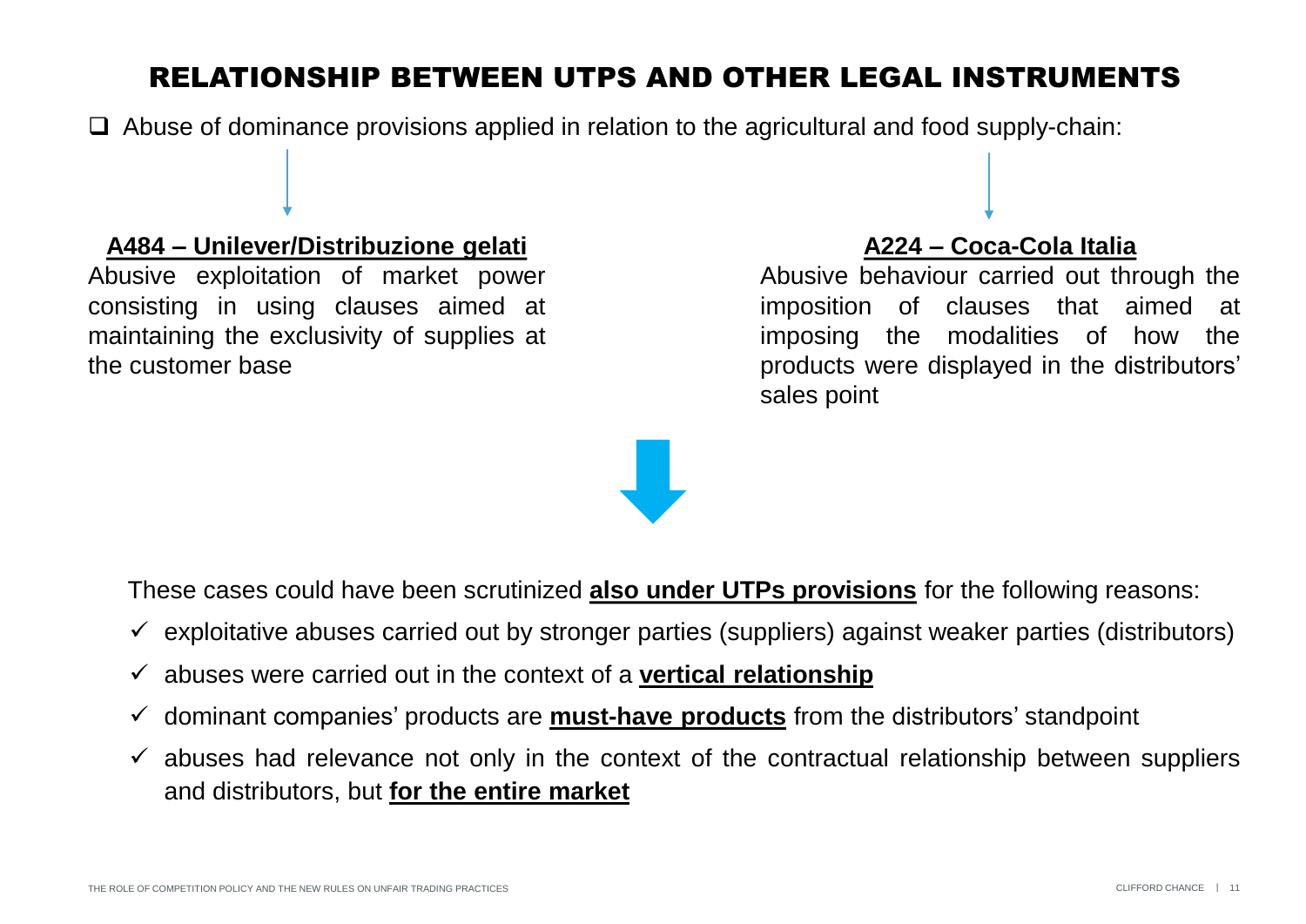# RELATIONSHIP BETWEEN UTPS AND OTHER LEGAL INSTRUMENTS

- Abuse of dominance provisions applied in relation to the agricultural and food supply-chain:

**A484 – Unilever/Distribuzione gelati**

Abusive exploitation of market power consisting in using clauses aimed at maintaining the exclusivity of supplies at the customer base

**A224 – Coca-Cola Italia**

Abusive behaviour carried out through the imposition of clauses that aimed at imposing the modalities of how the products were displayed in the distributors' sales point

These cases could have been scrutinized **also under UTPs provisions** for the following reasons:

- ✓ exploitative abuses carried out by stronger parties (suppliers) against weaker parties (distributors)
- ✓ abuses were carried out in the context of a **vertical relationship**
- ✓ dominant companies' products are **must-have products** from the distributors' standpoint
- ✓ abuses had relevance not only in the context of the contractual relationship between suppliers and distributors, but **for the entire market**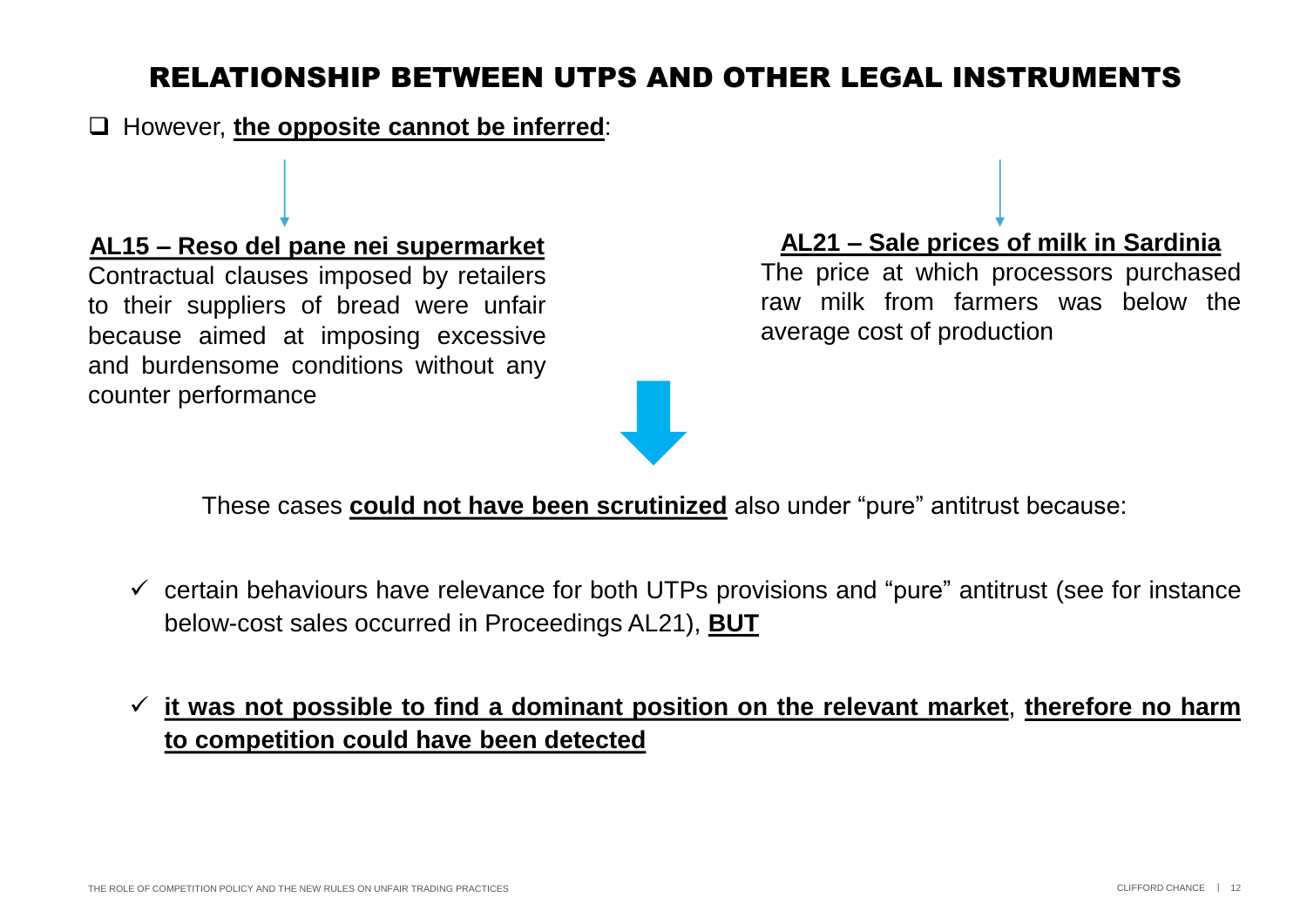# RELATIONSHIP BETWEEN UTPS AND OTHER LEGAL INSTRUMENTS

- However, **the opposite cannot be inferred**:

**AL15 – Reso del pane nei supermarket**
Contractual clauses imposed by retailers to their suppliers of bread were unfair because aimed at imposing excessive and burdensome conditions without any counter performance

**AL21 – Sale prices of milk in Sardinia**
The price at which processors purchased raw milk from farmers was below the average cost of production

These cases **could not have been scrutinized** also under "pure" antitrust because:

- ✓ certain behaviours have relevance for both UTPs provisions and "pure" antitrust (see for instance below-cost sales occurred in Proceedings AL21), **BUT**
- ✓ **it was not possible to find a dominant position on the relevant market**, **therefore no harm to competition could have been detected**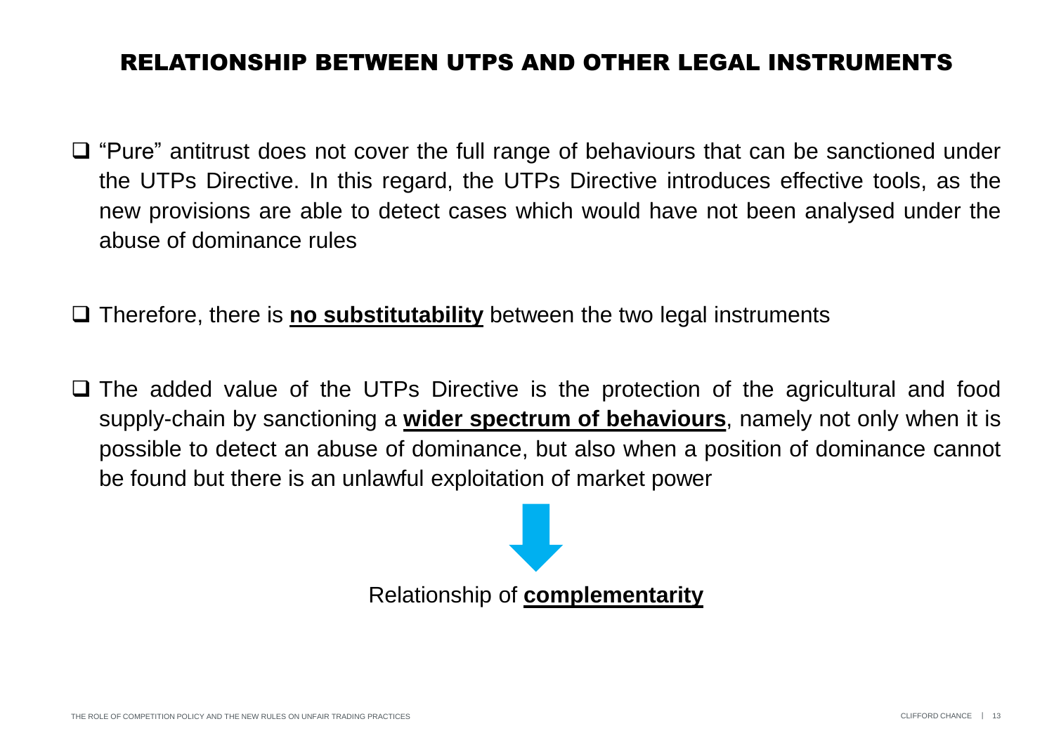# RELATIONSHIP BETWEEN UTPS AND OTHER LEGAL INSTRUMENTS

- "Pure" antitrust does not cover the full range of behaviours that can be sanctioned under the UTPs Directive. In this regard, the UTPs Directive introduces effective tools, as the new provisions are able to detect cases which would have not been analysed under the abuse of dominance rules

- Therefore, there is **no substitutability** between the two legal instruments

- The added value of the UTPs Directive is the protection of the agricultural and food supply-chain by sanctioning a **wider spectrum of behaviours**, namely not only when it is possible to detect an abuse of dominance, but also when a position of dominance cannot be found but there is an unlawful exploitation of market power

↓

Relationship of **complementarity**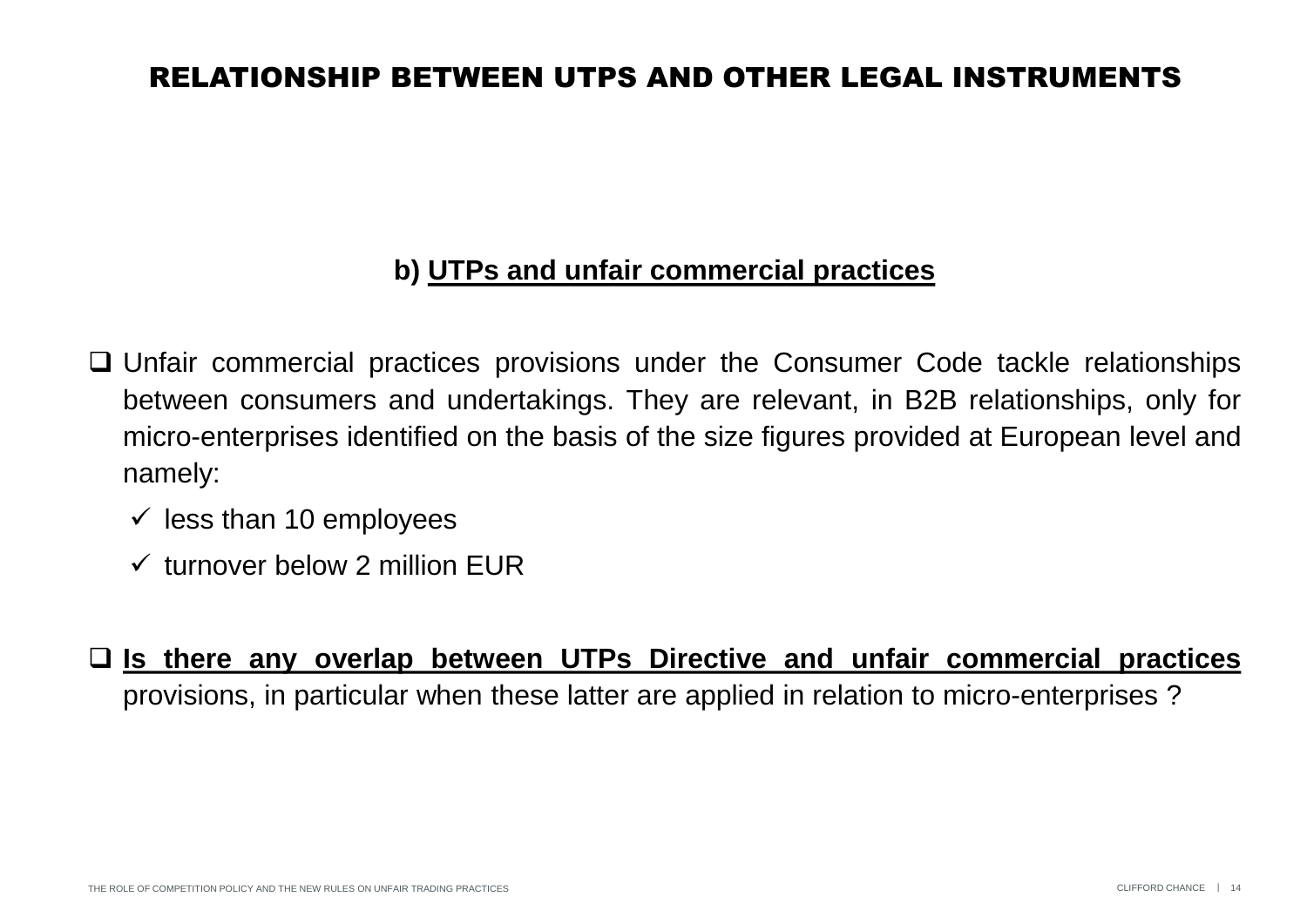# RELATIONSHIP BETWEEN UTPS AND OTHER LEGAL INSTRUMENTS

### b) UTPs and unfair commercial practices

- Unfair commercial practices provisions under the Consumer Code tackle relationships between consumers and undertakings. They are relevant, in B2B relationships, only for micro-enterprises identified on the basis of the size figures provided at European level and namely:
  - ✓ less than 10 employees
  - ✓ turnover below 2 million EUR

- **Is there any overlap between UTPs Directive and unfair commercial practices** provisions, in particular when these latter are applied in relation to micro-enterprises ?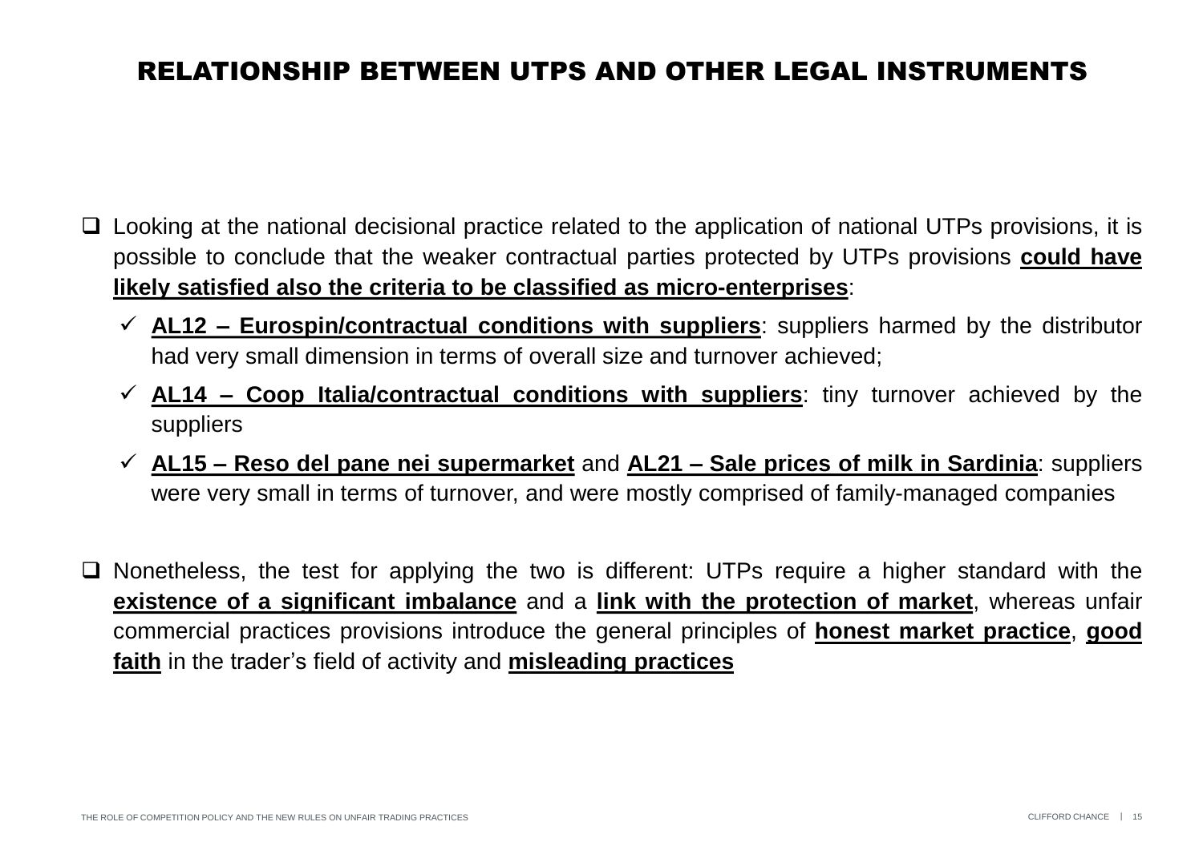# RELATIONSHIP BETWEEN UTPS AND OTHER LEGAL INSTRUMENTS

- Looking at the national decisional practice related to the application of national UTPs provisions, it is possible to conclude that the weaker contractual parties protected by UTPs provisions **could have likely satisfied also the criteria to be classified as micro-enterprises**:
  - **AL12 – Eurospin/contractual conditions with suppliers**: suppliers harmed by the distributor had very small dimension in terms of overall size and turnover achieved;
  - **AL14 – Coop Italia/contractual conditions with suppliers**: tiny turnover achieved by the suppliers
  - **AL15 – Reso del pane nei supermarket** and **AL21 – Sale prices of milk in Sardinia**: suppliers were very small in terms of turnover, and were mostly comprised of family-managed companies

- Nonetheless, the test for applying the two is different: UTPs require a higher standard with the **existence of a significant imbalance** and a **link with the protection of market**, whereas unfair commercial practices provisions introduce the general principles of **honest market practice**, **good faith** in the trader's field of activity and **misleading practices**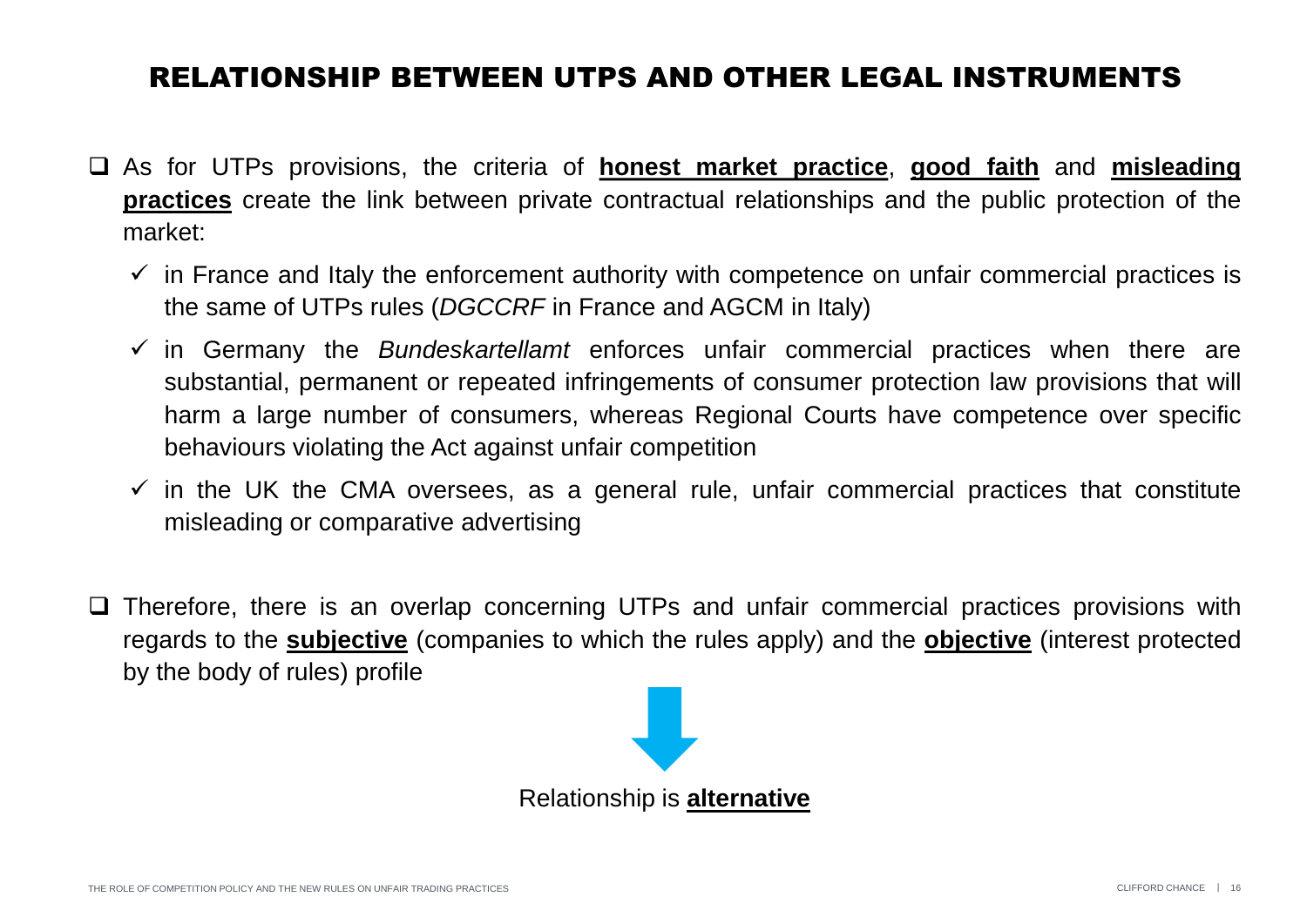# RELATIONSHIP BETWEEN UTPS AND OTHER LEGAL INSTRUMENTS

- As for UTPs provisions, the criteria of **honest market practice**, **good faith** and **misleading practices** create the link between private contractual relationships and the public protection of the market:
  - ✓ in France and Italy the enforcement authority with competence on unfair commercial practices is the same of UTPs rules (*DGCCRF* in France and AGCM in Italy)
  - ✓ in Germany the *Bundeskartellamt* enforces unfair commercial practices when there are substantial, permanent or repeated infringements of consumer protection law provisions that will harm a large number of consumers, whereas Regional Courts have competence over specific behaviours violating the Act against unfair competition
  - ✓ in the UK the CMA oversees, as a general rule, unfair commercial practices that constitute misleading or comparative advertising

- Therefore, there is an overlap concerning UTPs and unfair commercial practices provisions with regards to the **subjective** (companies to which the rules apply) and the **objective** (interest protected by the body of rules) profile

↓

Relationship is **alternative**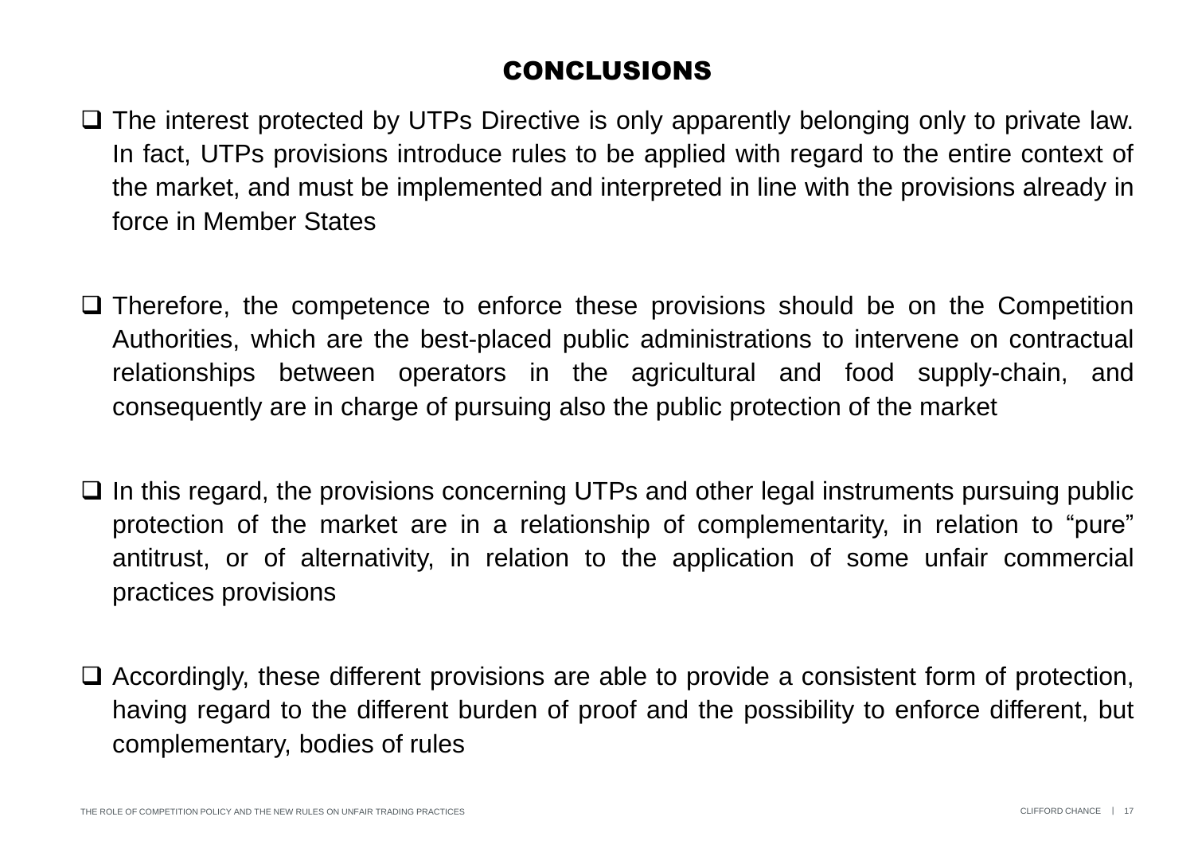# CONCLUSIONS

- The interest protected by UTPs Directive is only apparently belonging only to private law. In fact, UTPs provisions introduce rules to be applied with regard to the entire context of the market, and must be implemented and interpreted in line with the provisions already in force in Member States

- Therefore, the competence to enforce these provisions should be on the Competition Authorities, which are the best-placed public administrations to intervene on contractual relationships between operators in the agricultural and food supply-chain, and consequently are in charge of pursuing also the public protection of the market

- In this regard, the provisions concerning UTPs and other legal instruments pursuing public protection of the market are in a relationship of complementarity, in relation to "pure" antitrust, or of alternativity, in relation to the application of some unfair commercial practices provisions

- Accordingly, these different provisions are able to provide a consistent form of protection, having regard to the different burden of proof and the possibility to enforce different, but complementary, bodies of rules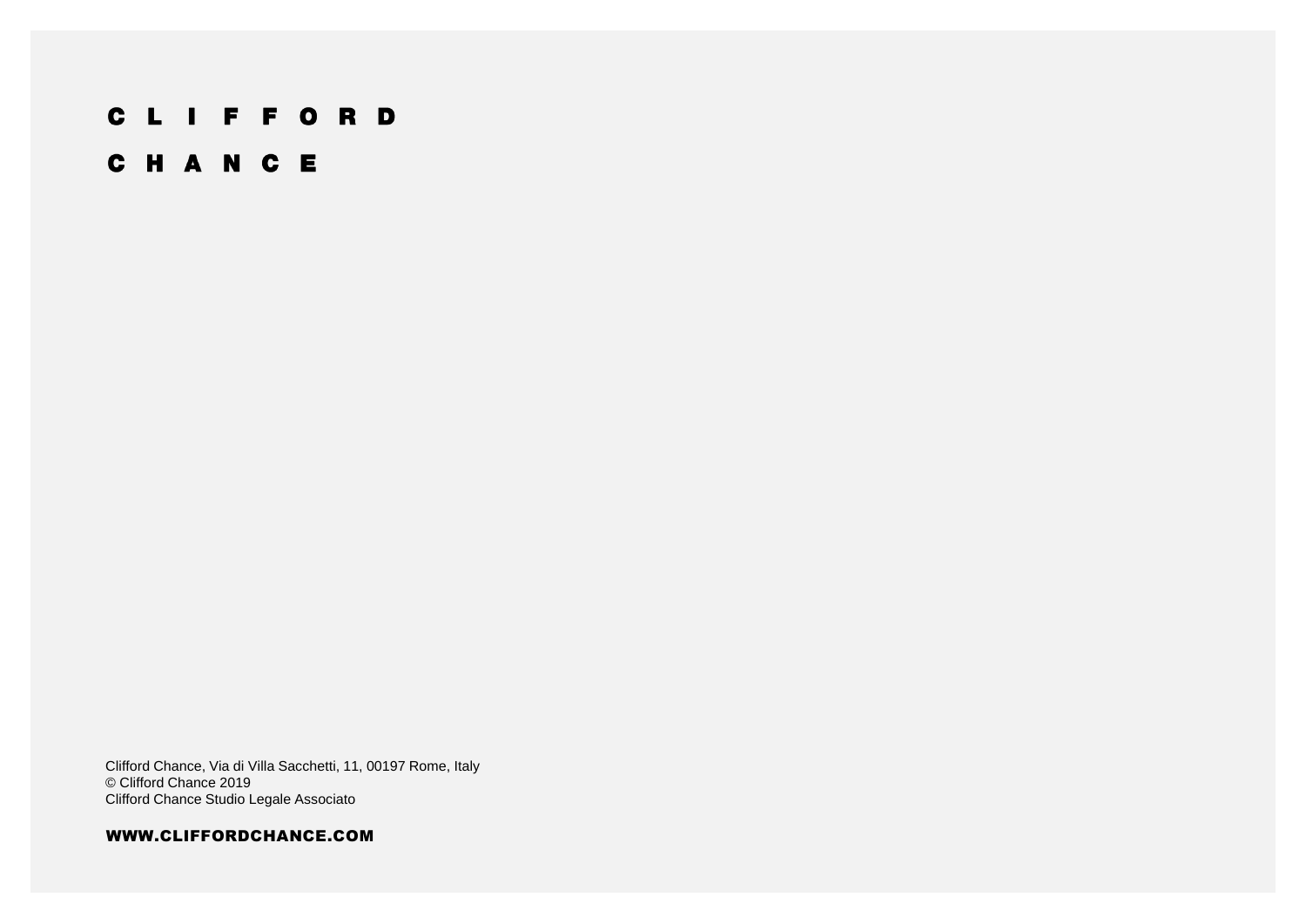C L I F F O R D

C H A N C E

Clifford Chance, Via di Villa Sacchetti, 11, 00197 Rome, Italy
© Clifford Chance 2019
Clifford Chance Studio Legale Associato

**WWW.CLIFFORDCHANCE.COM**